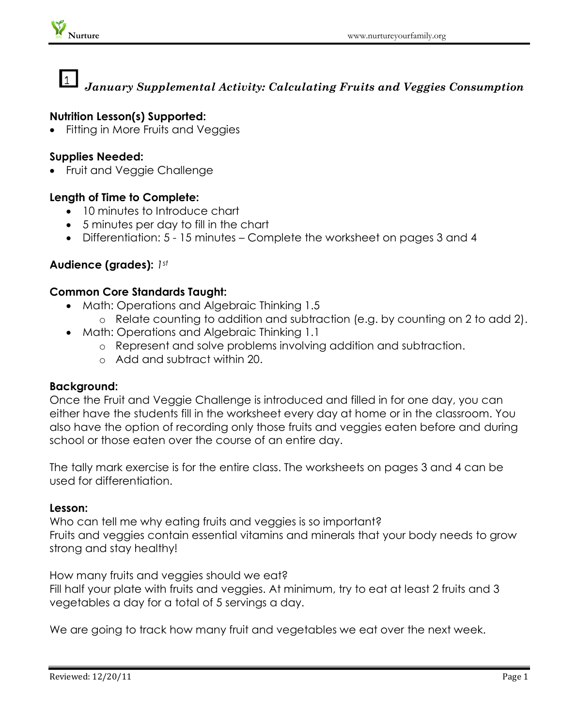# 1 *January Supplemental Activity: Calculating Fruits and Veggies Consumption*

**Nutrition Lesson(s) Supported:**
- Fitting in More Fruits and Veggies

**Supplies Needed:**
- Fruit and Veggie Challenge

**Length of Time to Complete:**
- 10 minutes to Introduce chart
- 5 minutes per day to fill in the chart
- Differentiation: 5 - 15 minutes – Complete the worksheet on pages 3 and 4

**Audience (grades):** *1st*

**Common Core Standards Taught:**
- Math: Operations and Algebraic Thinking 1.5
  - Relate counting to addition and subtraction (e.g. by counting on 2 to add 2).
- Math: Operations and Algebraic Thinking 1.1
  - Represent and solve problems involving addition and subtraction.
  - Add and subtract within 20.

**Background:**

Once the Fruit and Veggie Challenge is introduced and filled in for one day, you can either have the students fill in the worksheet every day at home or in the classroom. You also have the option of recording only those fruits and veggies eaten before and during school or those eaten over the course of an entire day.

The tally mark exercise is for the entire class. The worksheets on pages 3 and 4 can be used for differentiation.

**Lesson:**

Who can tell me why eating fruits and veggies is so important?
Fruits and veggies contain essential vitamins and minerals that your body needs to grow strong and stay healthy!

How many fruits and veggies should we eat?
Fill half your plate with fruits and veggies. At minimum, try to eat at least 2 fruits and 3 vegetables a day for a total of 5 servings a day.

We are going to track how many fruit and vegetables we eat over the next week.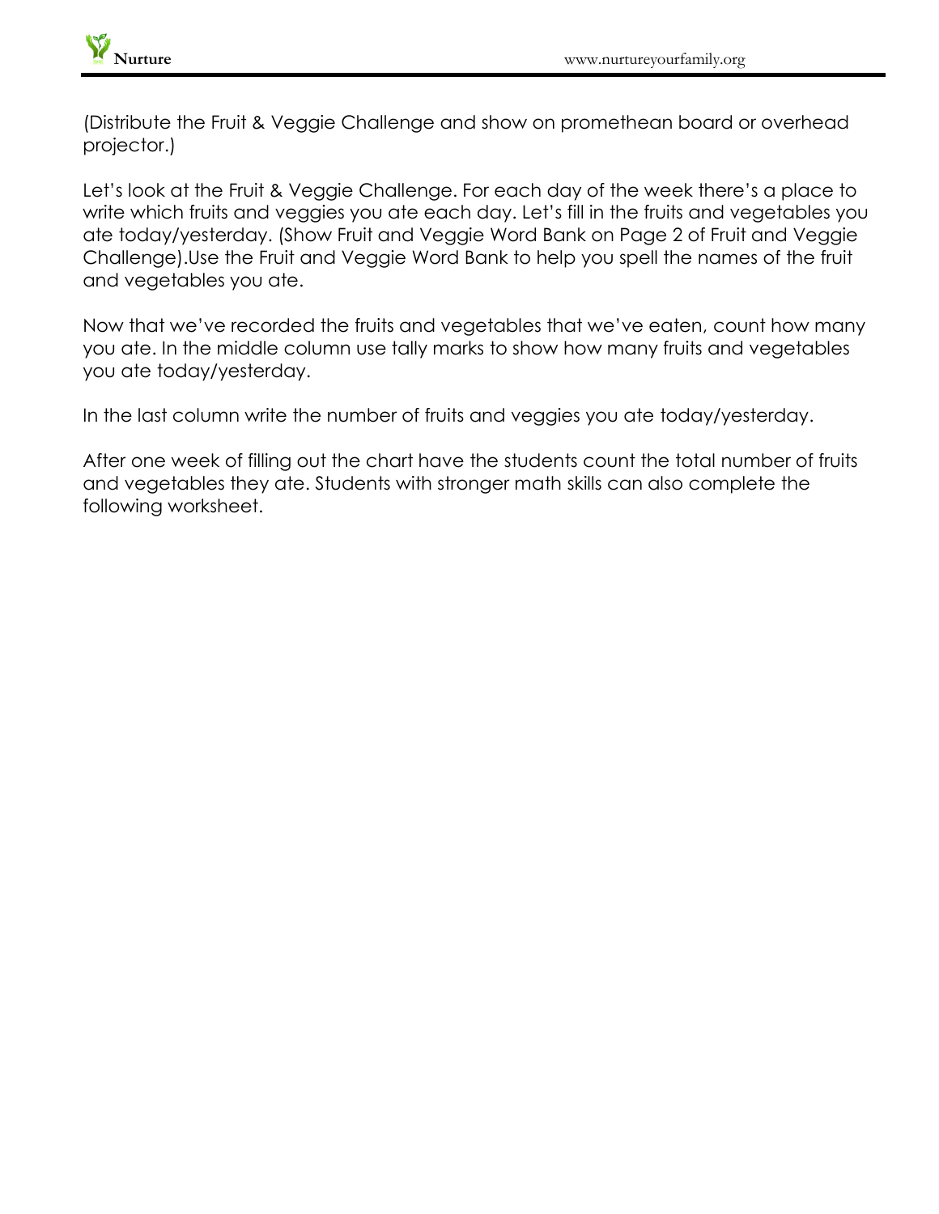(Distribute the Fruit & Veggie Challenge and show on promethean board or overhead projector.)

Let's look at the Fruit & Veggie Challenge. For each day of the week there's a place to write which fruits and veggies you ate each day. Let's fill in the fruits and vegetables you ate today/yesterday. (Show Fruit and Veggie Word Bank on Page 2 of Fruit and Veggie Challenge).Use the Fruit and Veggie Word Bank to help you spell the names of the fruit and vegetables you ate.

Now that we've recorded the fruits and vegetables that we've eaten, count how many you ate. In the middle column use tally marks to show how many fruits and vegetables you ate today/yesterday.

In the last column write the number of fruits and veggies you ate today/yesterday.

After one week of filling out the chart have the students count the total number of fruits and vegetables they ate. Students with stronger math skills can also complete the following worksheet.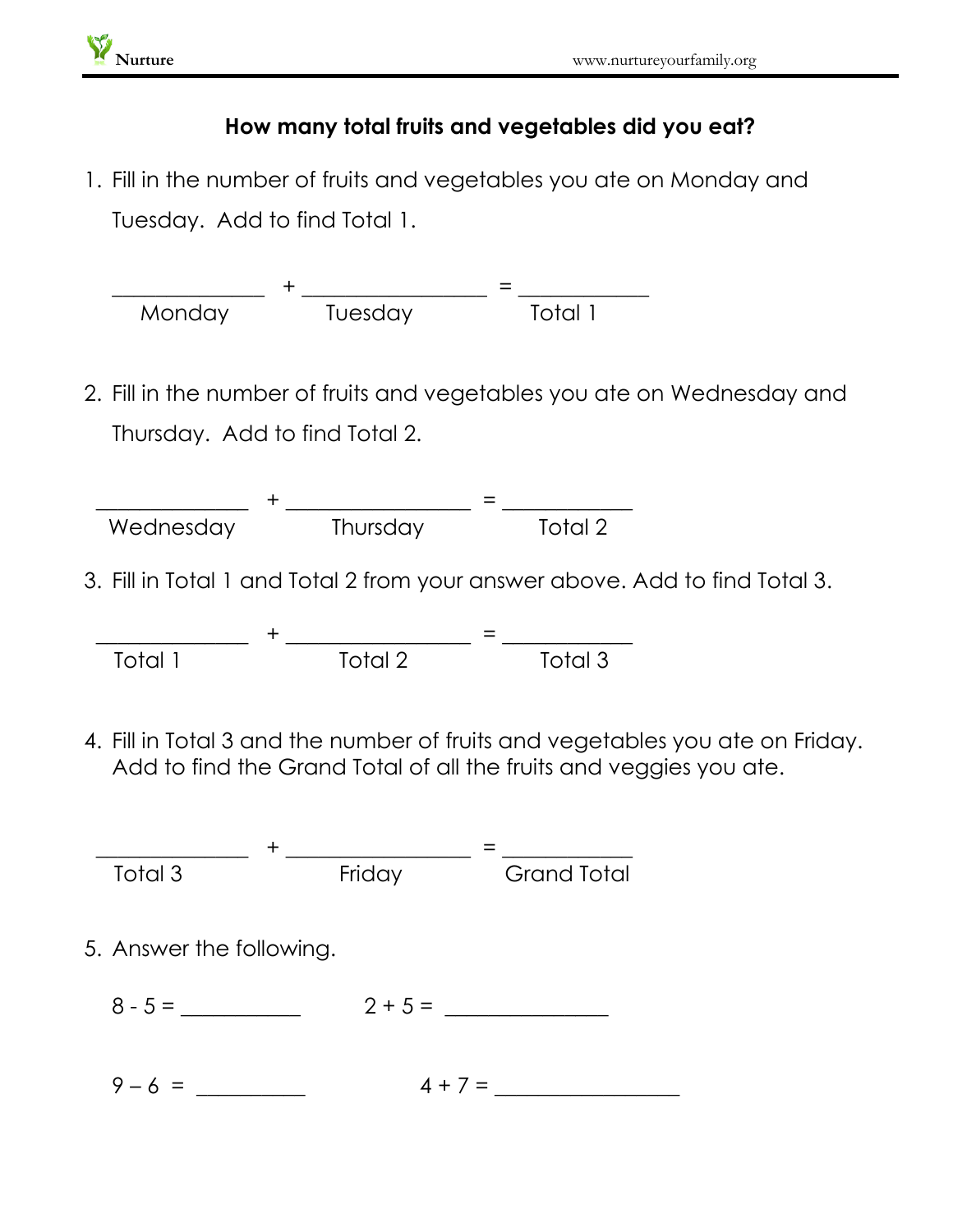## How many total fruits and vegetables did you eat?

1. Fill in the number of fruits and vegetables you ate on Monday and Tuesday. Add to find Total 1.

   _____________ + ________________ = ___________
   Monday          Tuesday          Total 1

2. Fill in the number of fruits and vegetables you ate on Wednesday and Thursday. Add to find Total 2.

   _____________ + ________________ = ___________
   Wednesday          Thursday          Total 2

3. Fill in Total 1 and Total 2 from your answer above. Add to find Total 3.

   _____________ + ________________ = ___________
   Total 1          Total 2          Total 3

4. Fill in Total 3 and the number of fruits and vegetables you ate on Friday. Add to find the Grand Total of all the fruits and veggies you ate.

   _____________ + ________________ = ___________
   Total 3          Friday          Grand Total

5. Answer the following.

   8 - 5 = __________          2 + 5 = ______________

   9 – 6 = _________          4 + 7 = ________________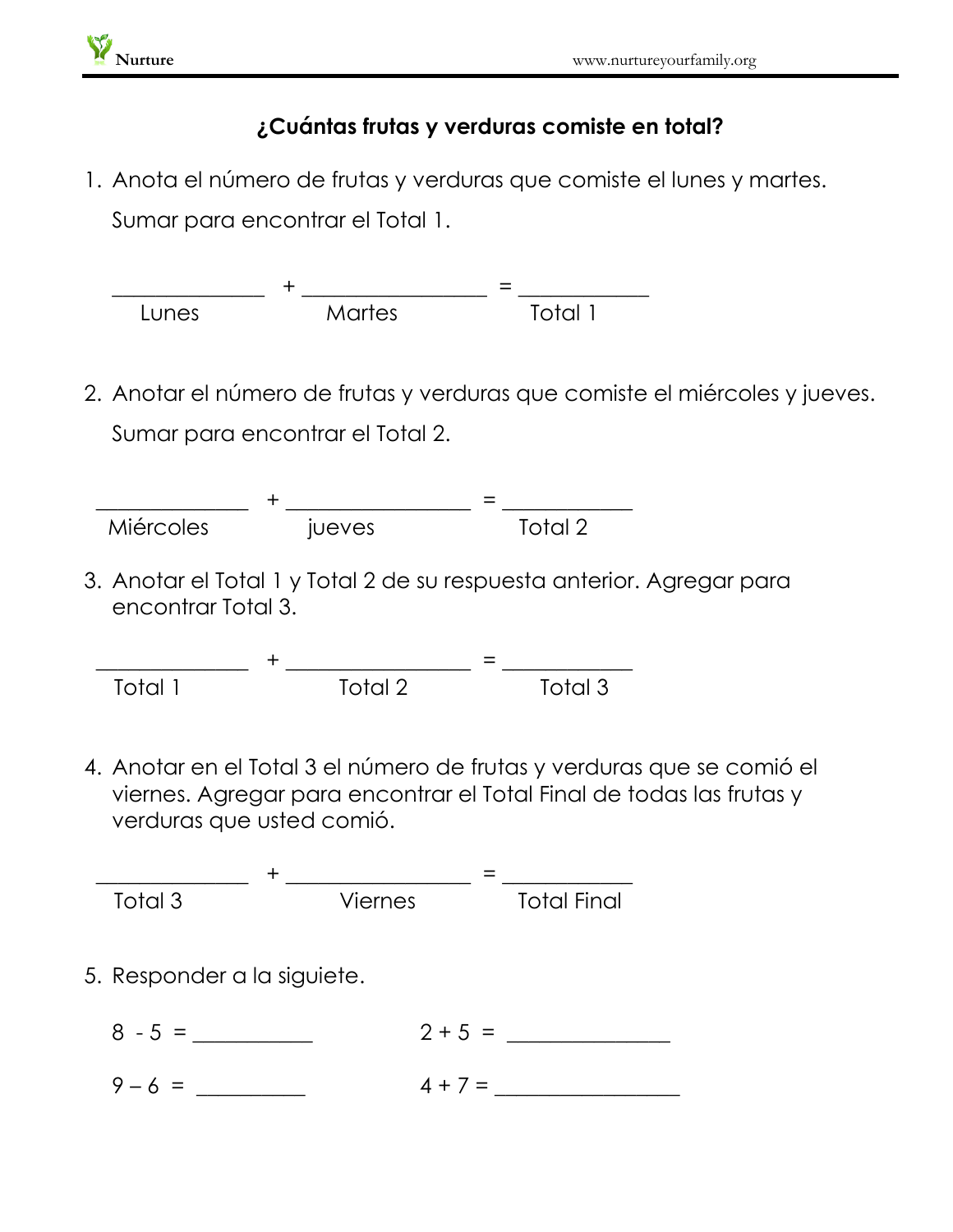## ¿Cuántas frutas y verduras comiste en total?

1. Anota el número de frutas y verduras que comiste el lunes y martes. Sumar para encontrar el Total 1.

   _____________ + ________________ = ___________

   Lunes — Martes — Total 1

2. Anotar el número de frutas y verduras que comiste el miércoles y jueves. Sumar para encontrar el Total 2.

   _____________ + ________________ = ___________

   Miércoles — jueves — Total 2

3. Anotar el Total 1 y Total 2 de su respuesta anterior. Agregar para encontrar Total 3.

   _____________ + ________________ = ___________

   Total 1 — Total 2 — Total 3

4. Anotar en el Total 3 el número de frutas y verduras que se comió el viernes. Agregar para encontrar el Total Final de todas las frutas y verduras que usted comió.

   _____________ + ________________ = ___________

   Total 3 — Viernes — Total Final

5. Responder a la siguiete.

   8 - 5 = __________ 2 + 5 = ______________

   9 – 6 = _________ 4 + 7 = ________________